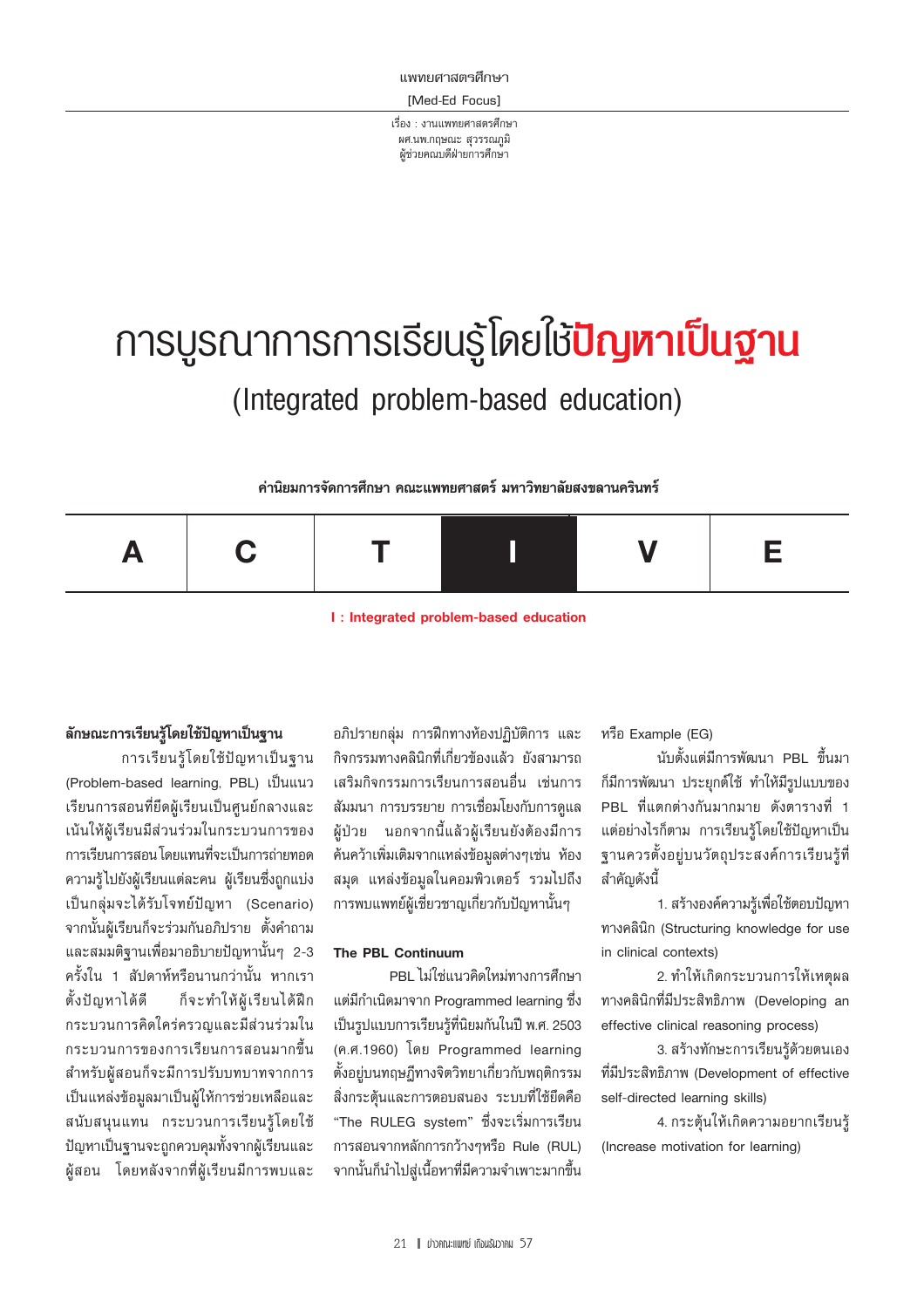แพทยศาสตรศึกษา

[Med-Ed Focus]

เรื่อง : งานแพทยศาสตรศึกษา
ผศ.นพ.กฤษณะ สุวรรณภูมิ
ผู้ช่วยคณบดีฝ่ายการศึกษา

# การบูรณาการการเรียนรู้โดยใช้ปัญหาเป็นฐาน

## (Integrated problem-based education)

**ค่านิยมการจัดการศึกษา คณะแพทยศาสตร์ มหาวิทยาลัยสงขลานครินทร์**

| A | C | T | I | V | E |
|---|---|---|---|---|---|

**I : Integrated problem-based education**

### ลักษณะการเรียนรู้โดยใช้ปัญหาเป็นฐาน

การเรียนรู้โดยใช้ปัญหาเป็นฐาน (Problem-based learning, PBL) เป็นแนวเรียนการสอนที่ยึดผู้เรียนเป็นศูนย์กลางและเน้นให้ผู้เรียนมีส่วนร่วมในกระบวนการของการเรียนการสอน โดยแทนที่จะเป็นการถ่ายทอดความรู้ไปยังผู้เรียนแต่ละคน ผู้เรียนซึ่งถูกแบ่งเป็นกลุ่มจะได้รับโจทย์ปัญหา (Scenario) จากนั้นผู้เรียนก็จะร่วมกันอภิปราย ตั้งคำถามและสมมติฐานเพื่อมาอธิบายปัญหานั้นๆ 2-3 ครั้งใน 1 สัปดาห์หรือนานกว่านั้น หากเราตั้งปัญหาได้ดี ก็จะทำให้ผู้เรียนได้ฝึกกระบวนการคิดใคร่ครวญและมีส่วนร่วมในกระบวนการของการเรียนการสอนมากขึ้น สำหรับผู้สอนก็จะมีการปรับบทบาทจากการเป็นแหล่งข้อมูลมาเป็นผู้ให้การช่วยเหลือและสนับสนุนแทน กระบวนการเรียนรู้โดยใช้ปัญหาเป็นฐานจะถูกควบคุมทั้งจากผู้เรียนและผู้สอน โดยหลังจากที่ผู้เรียนมีการพบและอภิปรายกลุ่ม การฝึกทางห้องปฏิบัติการ และกิจกรรมทางคลินิกที่เกี่ยวข้องแล้ว ยังสามารถเสริมกิจกรรมการเรียนการสอนอื่น เช่นการสัมมนา การบรรยาย การเชื่อมโยงกับการดูแลผู้ป่วย นอกจากนี้แล้วผู้เรียนยังต้องมีการค้นคว้าเพิ่มเติมจากแหล่งข้อมูลต่างๆเช่น ห้องสมุด แหล่งข้อมูลในคอมพิวเตอร์ รวมไปถึงการพบแพทย์ผู้เชี่ยวชาญเกี่ยวกับปัญหานั้นๆ

### The PBL Continuum

PBL ไม่ใช่แนวคิดใหม่ทางการศึกษา แต่มีกำเนิดมาจาก Programmed learning ซึ่งเป็นรูปแบบการเรียนรู้ที่นิยมกันในปี พ.ศ. 2503 (ค.ศ.1960) โดย Programmed learning ตั้งอยู่บนทฤษฎีทางจิตวิทยาเกี่ยวกับพฤติกรรมสิ่งกระตุ้นและการตอบสนอง ระบบที่ใช้ยึดคือ "The RULEG system" ซึ่งจะเริ่มการเรียนการสอนจากหลักการกว้างๆหรือ Rule (RUL) จากนั้นก็นำไปสู่เนื้อหาที่มีความจำเพาะมากขึ้นหรือ Example (EG)

นับตั้งแต่มีการพัฒนา PBL ขึ้นมาก็มีการพัฒนา ประยุกต์ใช้ ทำให้มีรูปแบบของ PBL ที่แตกต่างกันมากมาย ดังตารางที่ 1 แต่อย่างไรก็ตาม การเรียนรู้โดยใช้ปัญหาเป็นฐานควรตั้งอยู่บนวัตถุประสงค์การเรียนรู้ที่สำคัญดังนี้

1. สร้างองค์ความรู้เพื่อใช้ตอบปัญหาทางคลินิก (Structuring knowledge for use in clinical contexts)
2. ทำให้เกิดกระบวนการให้เหตุผลทางคลินิกที่มีประสิทธิภาพ (Developing an effective clinical reasoning process)
3. สร้างทักษะการเรียนรู้ด้วยตนเองที่มีประสิทธิภาพ (Development of effective self-directed learning skills)
4. กระตุ้นให้เกิดความอยากเรียนรู้ (Increase motivation for learning)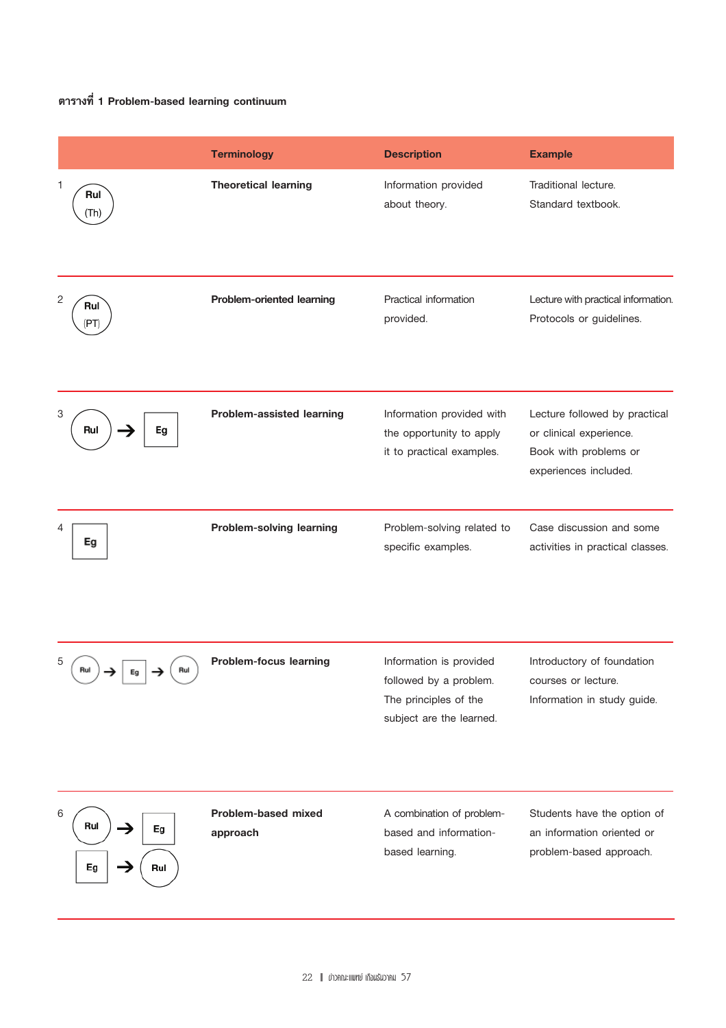ตารางที่ 1 Problem-based learning continuum

| | | Terminology | Description | Example |
|---|---|---|---|---|
| 1 | Rul (Th) | **Theoretical learning** | Information provided about theory. | Traditional lecture. Standard textbook. |
| 2 | Rul (PT) | **Problem-oriented learning** | Practical information provided. | Lecture with practical information. Protocols or guidelines. |
| 3 | Rul → Eg | **Problem-assisted learning** | Information provided with the opportunity to apply it to practical examples. | Lecture followed by practical or clinical experience. Book with problems or experiences included. |
| 4 | Eg | **Problem-solving learning** | Problem-solving related to specific examples. | Case discussion and some activities in practical classes. |
| 5 | Rul → Eg → Rul | **Problem-focus learning** | Information is provided followed by a problem. The principles of the subject are the learned. | Introductory of foundation courses or lecture. Information in study guide. |
| 6 | Rul → Eg<br>Eg → Rul | **Problem-based mixed approach** | A combination of problem-based and information-based learning. | Students have the option of an information oriented or problem-based approach. |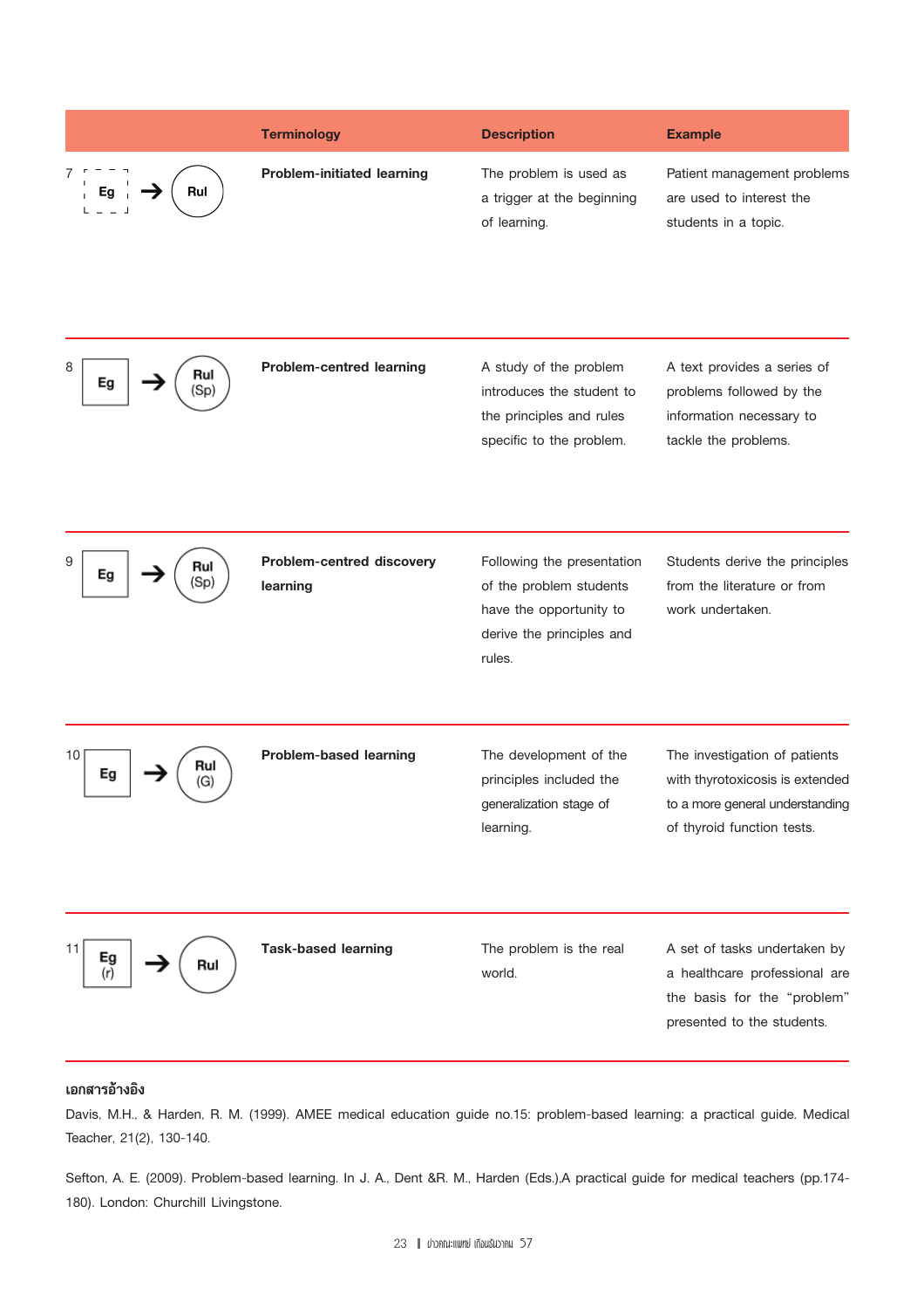| | Terminology | Description | Example |
|---|---|---|---|
| 7 Eg → Rul | **Problem-initiated learning** | The problem is used as a trigger at the beginning of learning. | Patient management problems are used to interest the students in a topic. |
| 8 Eg → Rul (Sp) | **Problem-centred learning** | A study of the problem introduces the student to the principles and rules specific to the problem. | A text provides a series of problems followed by the information necessary to tackle the problems. |
| 9 Eg → Rul (Sp) | **Problem-centred discovery learning** | Following the presentation of the problem students have the opportunity to derive the principles and rules. | Students derive the principles from the literature or from work undertaken. |
| 10 Eg → Rul (G) | **Problem-based learning** | The development of the principles included the generalization stage of learning. | The investigation of patients with thyrotoxicosis is extended to a more general understanding of thyroid function tests. |
| 11 Eg (r) → Rul | **Task-based learning** | The problem is the real world. | A set of tasks undertaken by a healthcare professional are the basis for the "problem" presented to the students. |

**เอกสารอ้างอิง**

Davis, M.H., & Harden, R. M. (1999). AMEE medical education guide no.15: problem-based learning: a practical guide. Medical Teacher, 21(2), 130-140.

Sefton, A. E. (2009). Problem-based learning. In J. A., Dent &R. M., Harden (Eds.).A practical guide for medical teachers (pp.174-180). London: Churchill Livingstone.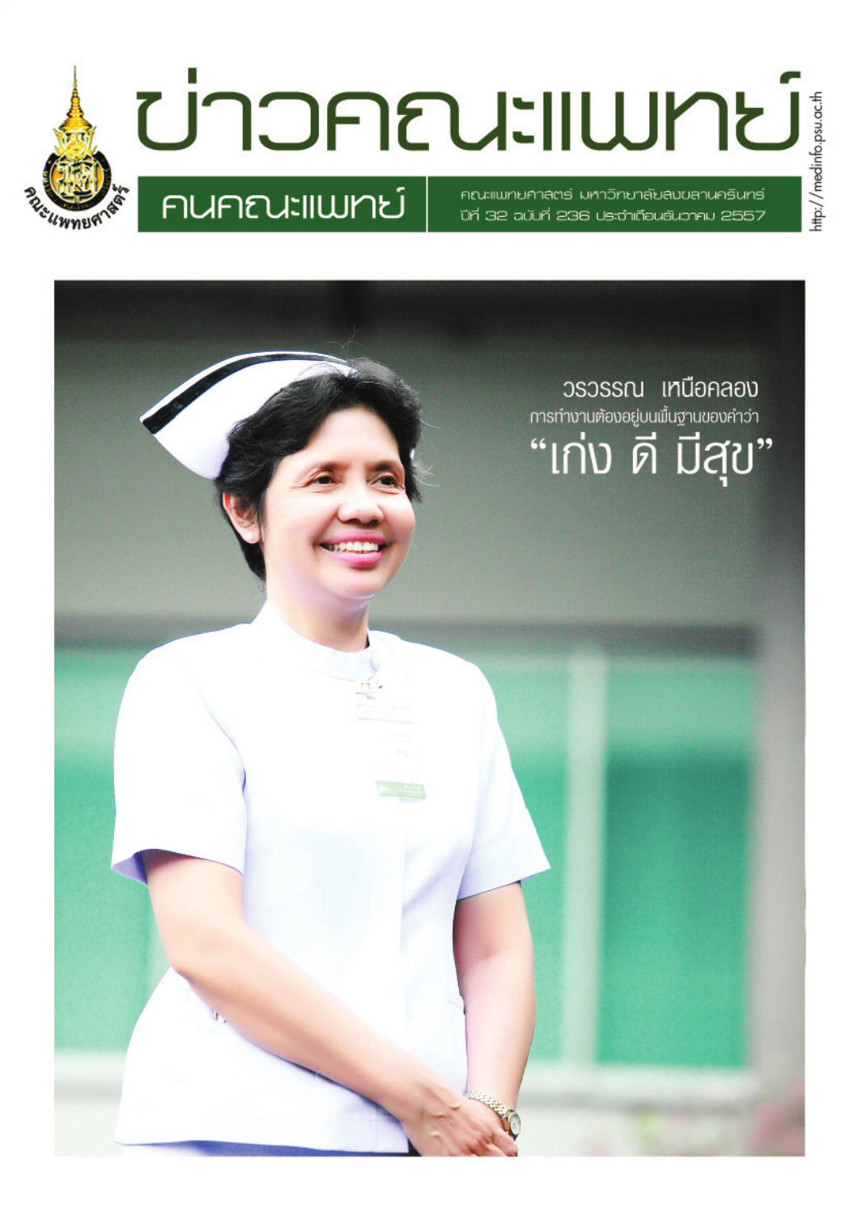# ข่าวคณะแพทย์

## คนคณะแพทย์

คณะแพทยศาสตร์ มหาวิทยาลัยสงขลานครินทร์
ปีที่ 32 ฉบับที่ 236 ประจำเดือนธันวาคม 2557

http://medinfo.psu.ac.th

วรวรรณ เหนือคลอง
การทำงานต้องอยู่บนพื้นฐานของคำว่า
"เก่ง ดี มีสุข"